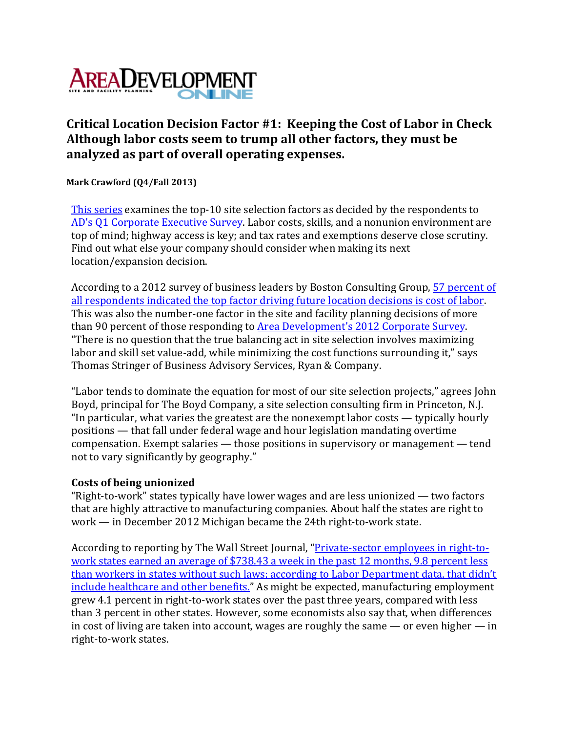# Critical Location Decision Factor #1: Keeping the Cost of Labor in Check

## Although labor costs seem to trump all other factors, they must be analyzed as part of overall operating expenses.

**Mark Crawford (Q4/Fall 2013)**

This series examines the top-10 site selection factors as decided by the respondents to AD's Q1 Corporate Executive Survey. Labor costs, skills, and a nonunion environment are top of mind; highway access is key; and tax rates and exemptions deserve close scrutiny. Find out what else your company should consider when making its next location/expansion decision.

According to a 2012 survey of business leaders by Boston Consulting Group, 57 percent of all respondents indicated the top factor driving future location decisions is cost of labor. This was also the number-one factor in the site and facility planning decisions of more than 90 percent of those responding to Area Development's 2012 Corporate Survey. "There is no question that the true balancing act in site selection involves maximizing labor and skill set value-add, while minimizing the cost functions surrounding it," says Thomas Stringer of Business Advisory Services, Ryan & Company.

"Labor tends to dominate the equation for most of our site selection projects," agrees John Boyd, principal for The Boyd Company, a site selection consulting firm in Princeton, N.J. "In particular, what varies the greatest are the nonexempt labor costs — typically hourly positions — that fall under federal wage and hour legislation mandating overtime compensation. Exempt salaries — those positions in supervisory or management — tend not to vary significantly by geography."

### Costs of being unionized

"Right-to-work" states typically have lower wages and are less unionized — two factors that are highly attractive to manufacturing companies. About half the states are right to work — in December 2012 Michigan became the 24th right-to-work state.

According to reporting by The Wall Street Journal, "Private-sector employees in right-to-work states earned an average of $738.43 a week in the past 12 months, 9.8 percent less than workers in states without such laws; according to Labor Department data, that didn't include healthcare and other benefits." As might be expected, manufacturing employment grew 4.1 percent in right-to-work states over the past three years, compared with less than 3 percent in other states. However, some economists also say that, when differences in cost of living are taken into account, wages are roughly the same — or even higher — in right-to-work states.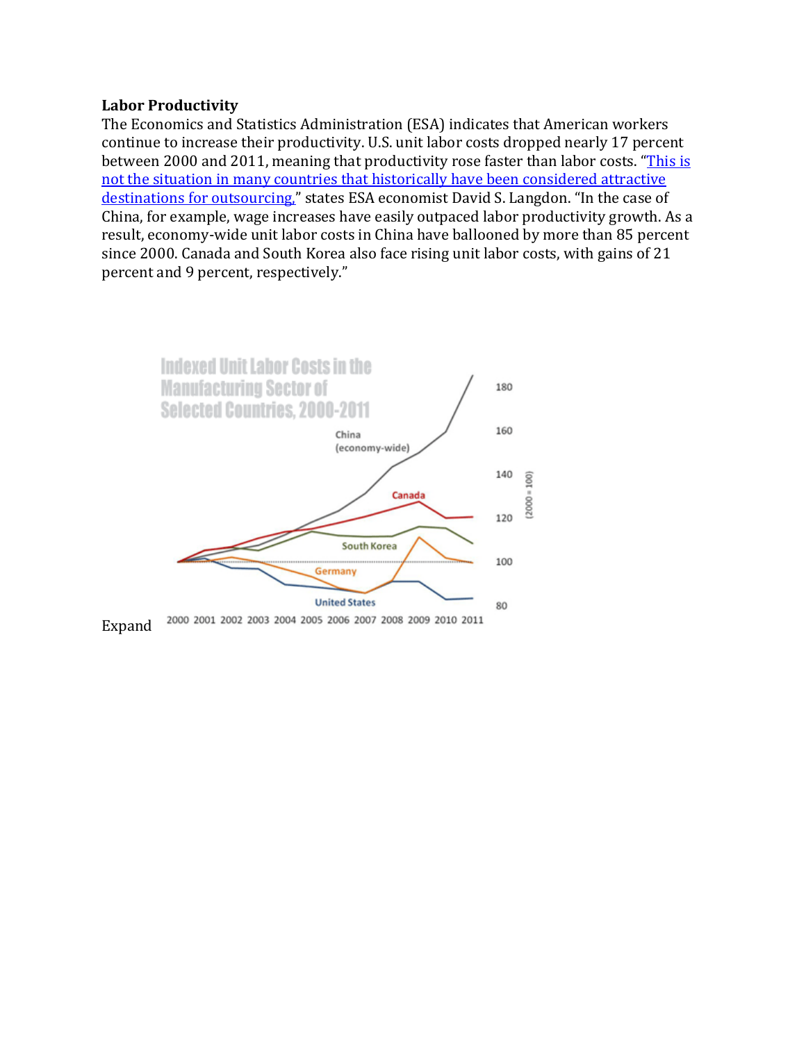**Labor Productivity**

The Economics and Statistics Administration (ESA) indicates that American workers continue to increase their productivity. U.S. unit labor costs dropped nearly 17 percent between 2000 and 2011, meaning that productivity rose faster than labor costs. "[This is not the situation in many countries that historically have been considered attractive destinations for outsourcing,]()" states ESA economist David S. Langdon. "In the case of China, for example, wage increases have easily outpaced labor productivity growth. As a result, economy-wide unit labor costs in China have ballooned by more than 85 percent since 2000. Canada and South Korea also face rising unit labor costs, with gains of 21 percent and 9 percent, respectively."

Indexed Unit Labor Costs in the Manufacturing Sector of Selected Countries, 2000-2011

Expand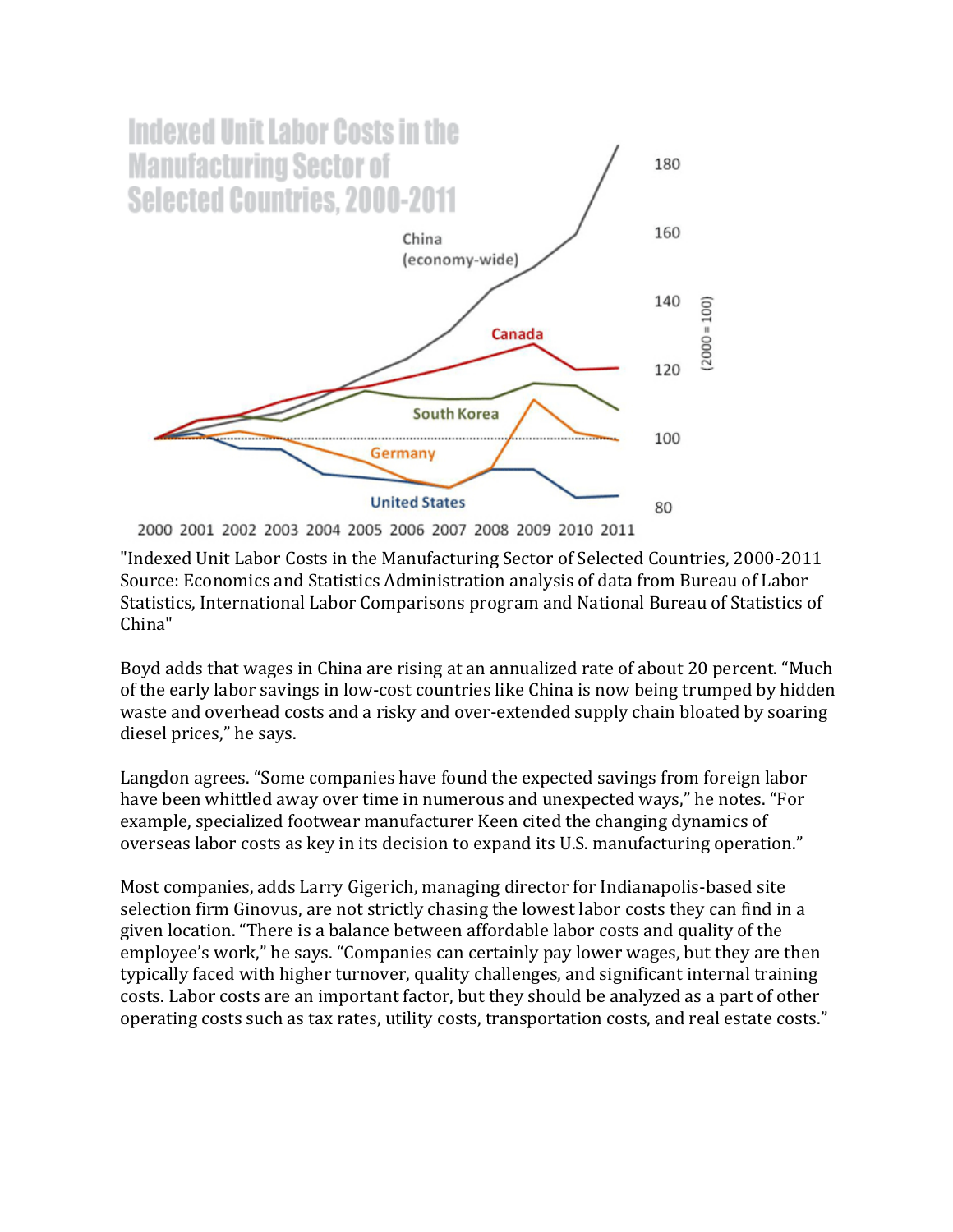Indexed Unit Labor Costs in the Manufacturing Sector of Selected Countries, 2000-2011

China (economy-wide)

Canada

South Korea

Germany

United States

180

160

140

120

100

80

(2000 = 100)

2000 2001 2002 2003 2004 2005 2006 2007 2008 2009 2010 2011

"Indexed Unit Labor Costs in the Manufacturing Sector of Selected Countries, 2000-2011 Source: Economics and Statistics Administration analysis of data from Bureau of Labor Statistics, International Labor Comparisons program and National Bureau of Statistics of China"

Boyd adds that wages in China are rising at an annualized rate of about 20 percent. "Much of the early labor savings in low-cost countries like China is now being trumped by hidden waste and overhead costs and a risky and over-extended supply chain bloated by soaring diesel prices," he says.

Langdon agrees. "Some companies have found the expected savings from foreign labor have been whittled away over time in numerous and unexpected ways," he notes. "For example, specialized footwear manufacturer Keen cited the changing dynamics of overseas labor costs as key in its decision to expand its U.S. manufacturing operation."

Most companies, adds Larry Gigerich, managing director for Indianapolis-based site selection firm Ginovus, are not strictly chasing the lowest labor costs they can find in a given location. "There is a balance between affordable labor costs and quality of the employee's work," he says. "Companies can certainly pay lower wages, but they are then typically faced with higher turnover, quality challenges, and significant internal training costs. Labor costs are an important factor, but they should be analyzed as a part of other operating costs such as tax rates, utility costs, transportation costs, and real estate costs."